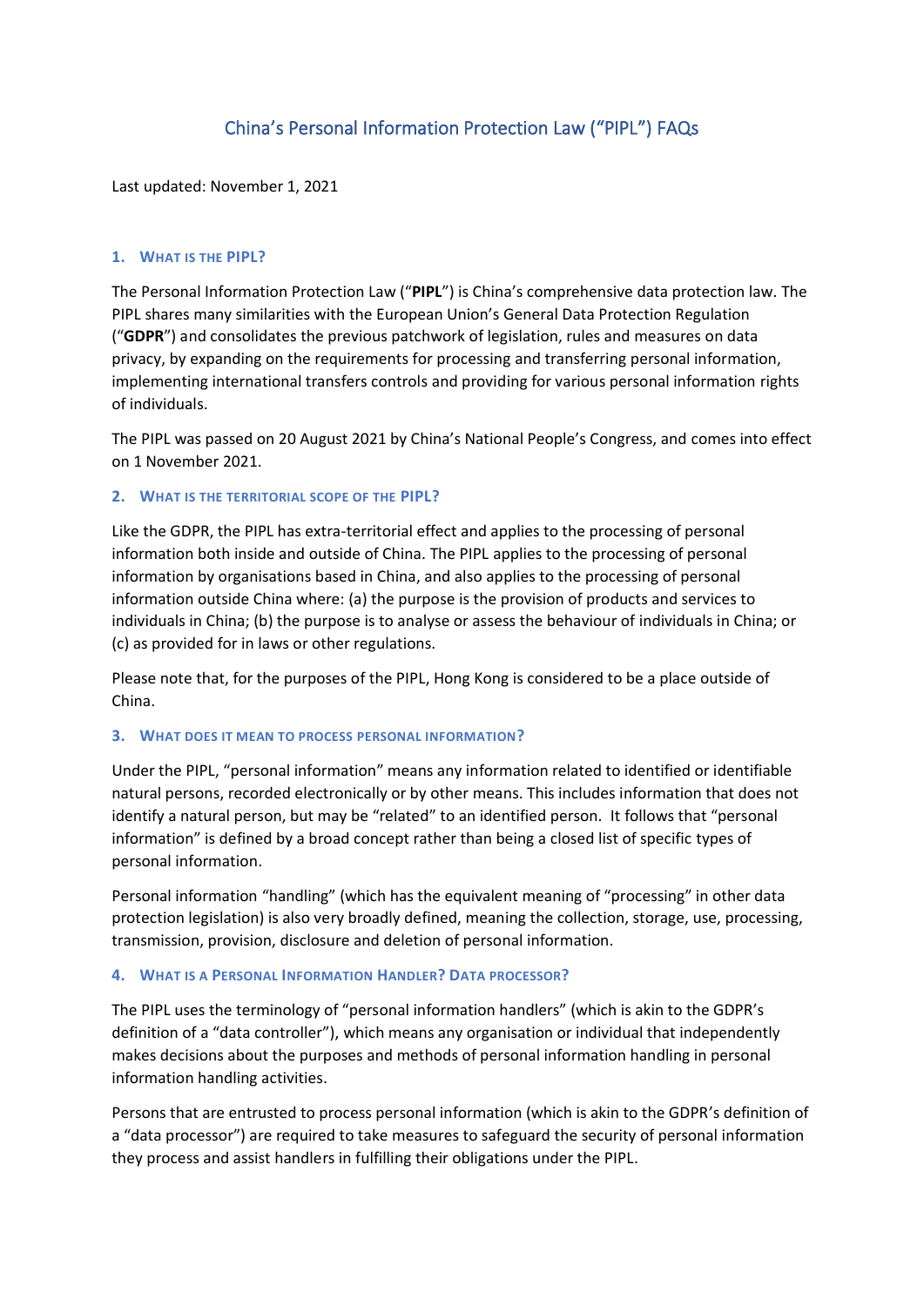# China's Personal Information Protection Law ("PIPL") FAQs

Last updated: November 1, 2021

## 1. What is the PIPL?

The Personal Information Protection Law ("**PIPL**") is China's comprehensive data protection law. The PIPL shares many similarities with the European Union's General Data Protection Regulation ("**GDPR**") and consolidates the previous patchwork of legislation, rules and measures on data privacy, by expanding on the requirements for processing and transferring personal information, implementing international transfers controls and providing for various personal information rights of individuals.

The PIPL was passed on 20 August 2021 by China's National People's Congress, and comes into effect on 1 November 2021.

## 2. What is the territorial scope of the PIPL?

Like the GDPR, the PIPL has extra-territorial effect and applies to the processing of personal information both inside and outside of China. The PIPL applies to the processing of personal information by organisations based in China, and also applies to the processing of personal information outside China where: (a) the purpose is the provision of products and services to individuals in China; (b) the purpose is to analyse or assess the behaviour of individuals in China; or (c) as provided for in laws or other regulations.

Please note that, for the purposes of the PIPL, Hong Kong is considered to be a place outside of China.

## 3. What does it mean to process personal information?

Under the PIPL, "personal information" means any information related to identified or identifiable natural persons, recorded electronically or by other means. This includes information that does not identify a natural person, but may be "related" to an identified person. It follows that "personal information" is defined by a broad concept rather than being a closed list of specific types of personal information.

Personal information "handling" (which has the equivalent meaning of "processing" in other data protection legislation) is also very broadly defined, meaning the collection, storage, use, processing, transmission, provision, disclosure and deletion of personal information.

## 4. What is a Personal Information Handler? Data processor?

The PIPL uses the terminology of "personal information handlers" (which is akin to the GDPR's definition of a "data controller"), which means any organisation or individual that independently makes decisions about the purposes and methods of personal information handling in personal information handling activities.

Persons that are entrusted to process personal information (which is akin to the GDPR's definition of a "data processor") are required to take measures to safeguard the security of personal information they process and assist handlers in fulfilling their obligations under the PIPL.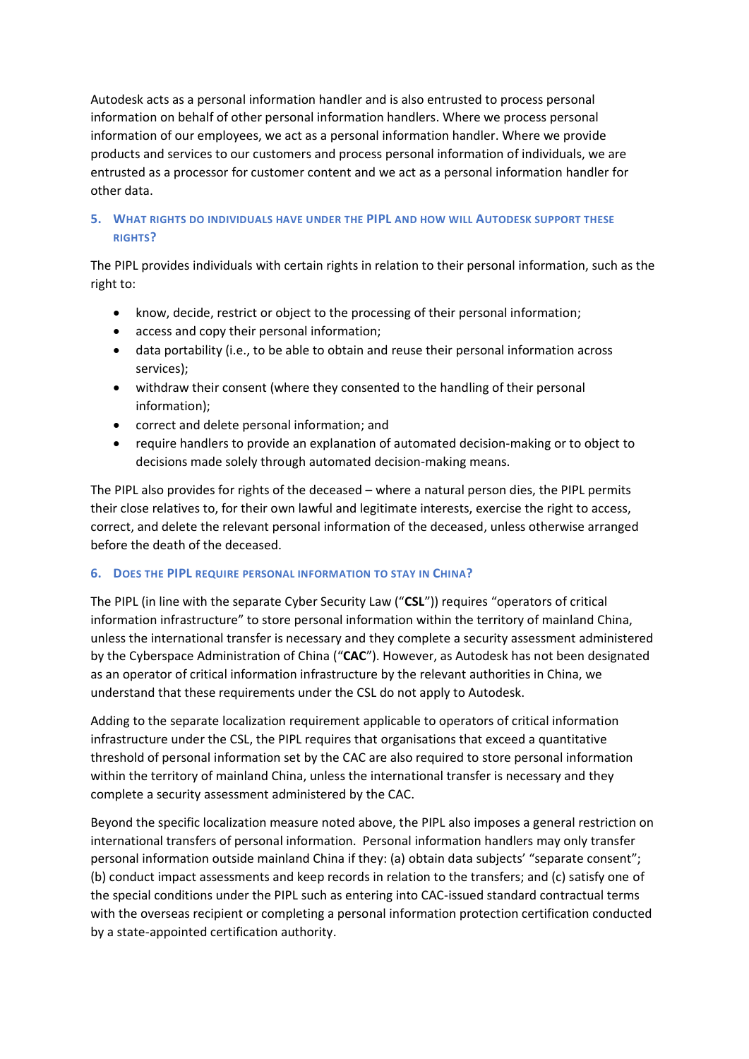Autodesk acts as a personal information handler and is also entrusted to process personal information on behalf of other personal information handlers. Where we process personal information of our employees, we act as a personal information handler. Where we provide products and services to our customers and process personal information of individuals, we are entrusted as a processor for customer content and we act as a personal information handler for other data.

## 5. What rights do individuals have under the PIPL and how will Autodesk support these rights?

The PIPL provides individuals with certain rights in relation to their personal information, such as the right to:

- know, decide, restrict or object to the processing of their personal information;
- access and copy their personal information;
- data portability (i.e., to be able to obtain and reuse their personal information across services);
- withdraw their consent (where they consented to the handling of their personal information);
- correct and delete personal information; and
- require handlers to provide an explanation of automated decision-making or to object to decisions made solely through automated decision-making means.

The PIPL also provides for rights of the deceased – where a natural person dies, the PIPL permits their close relatives to, for their own lawful and legitimate interests, exercise the right to access, correct, and delete the relevant personal information of the deceased, unless otherwise arranged before the death of the deceased.

## 6. Does the PIPL require personal information to stay in China?

The PIPL (in line with the separate Cyber Security Law ("**CSL**")) requires "operators of critical information infrastructure" to store personal information within the territory of mainland China, unless the international transfer is necessary and they complete a security assessment administered by the Cyberspace Administration of China ("**CAC**"). However, as Autodesk has not been designated as an operator of critical information infrastructure by the relevant authorities in China, we understand that these requirements under the CSL do not apply to Autodesk.

Adding to the separate localization requirement applicable to operators of critical information infrastructure under the CSL, the PIPL requires that organisations that exceed a quantitative threshold of personal information set by the CAC are also required to store personal information within the territory of mainland China, unless the international transfer is necessary and they complete a security assessment administered by the CAC.

Beyond the specific localization measure noted above, the PIPL also imposes a general restriction on international transfers of personal information. Personal information handlers may only transfer personal information outside mainland China if they: (a) obtain data subjects' "separate consent"; (b) conduct impact assessments and keep records in relation to the transfers; and (c) satisfy one of the special conditions under the PIPL such as entering into CAC-issued standard contractual terms with the overseas recipient or completing a personal information protection certification conducted by a state-appointed certification authority.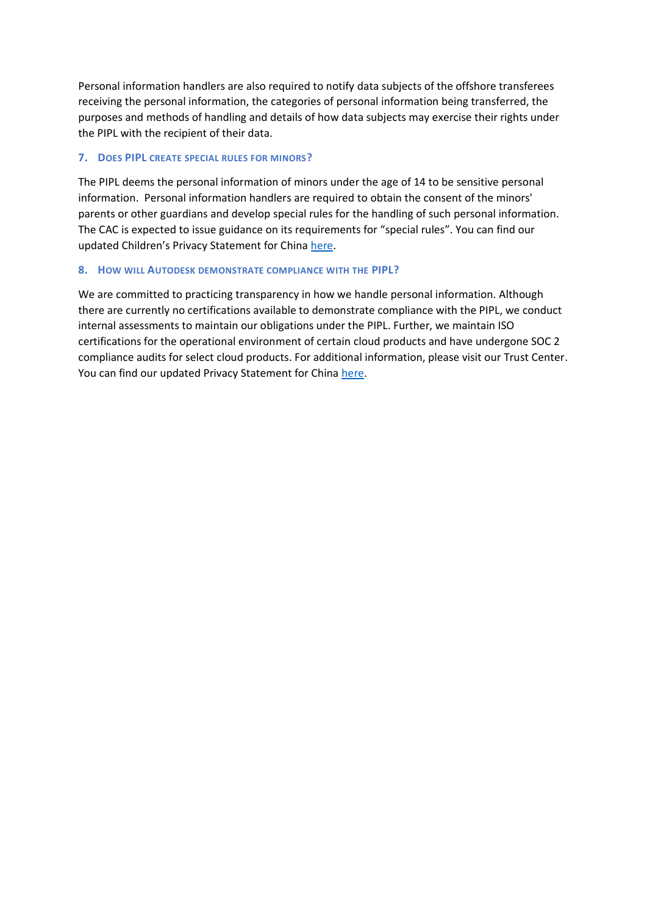Personal information handlers are also required to notify data subjects of the offshore transferees receiving the personal information, the categories of personal information being transferred, the purposes and methods of handling and details of how data subjects may exercise their rights under the PIPL with the recipient of their data.

### 7. Does PIPL create special rules for minors?

The PIPL deems the personal information of minors under the age of 14 to be sensitive personal information. Personal information handlers are required to obtain the consent of the minors' parents or other guardians and develop special rules for the handling of such personal information. The CAC is expected to issue guidance on its requirements for "special rules". You can find our updated Children's Privacy Statement for China here.

### 8. How will Autodesk demonstrate compliance with the PIPL?

We are committed to practicing transparency in how we handle personal information. Although there are currently no certifications available to demonstrate compliance with the PIPL, we conduct internal assessments to maintain our obligations under the PIPL. Further, we maintain ISO certifications for the operational environment of certain cloud products and have undergone SOC 2 compliance audits for select cloud products. For additional information, please visit our Trust Center. You can find our updated Privacy Statement for China here.